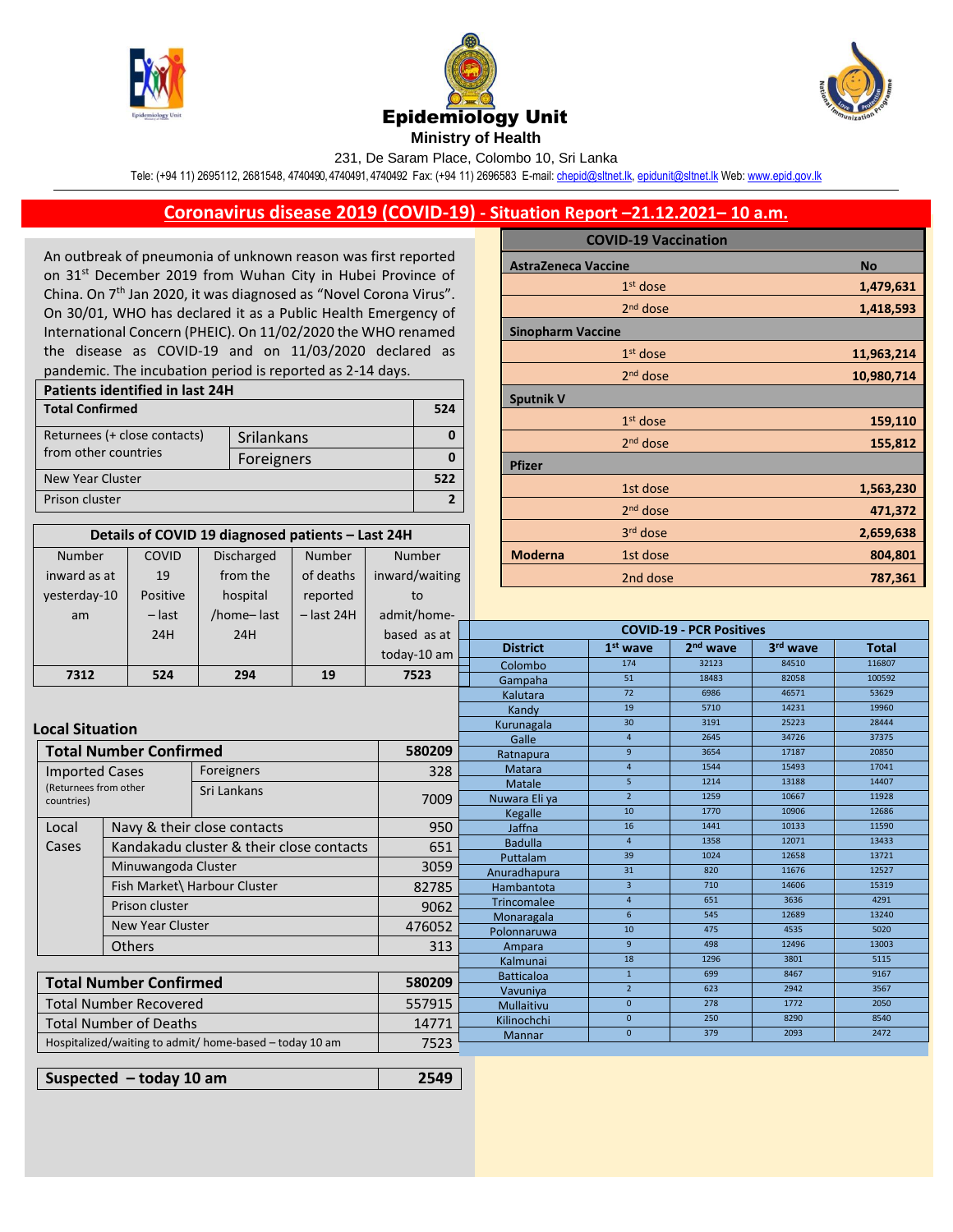# Epidemiology Unit

**Ministry of Health**

231, De Saram Place, Colombo 10, Sri Lanka

Tele: (+94 11) 2695112, 2681548, 4740490, 4740491, 4740492 Fax: (+94 11) 2696583 E-mail: chepid@sltnet.lk, epidunit@sltnet.lk Web: www.epid.gov.lk

## Coronavirus disease 2019 (COVID-19) - Situation Report –21.12.2021– 10 a.m.

An outbreak of pneumonia of unknown reason was first reported on 31st December 2019 from Wuhan City in Hubei Province of China. On 7th Jan 2020, it was diagnosed as "Novel Corona Virus". On 30/01, WHO has declared it as a Public Health Emergency of International Concern (PHEIC). On 11/02/2020 the WHO renamed the disease as COVID-19 and on 11/03/2020 declared as pandemic. The incubation period is reported as 2-14 days.

| Patients identified in last 24H | | |
|---|---|---|
| **Total Confirmed** | | **524** |
| Returnees (+ close contacts) from other countries | Srilankans | **0** |
| | Foreigners | **0** |
| New Year Cluster | | **522** |
| Prison cluster | | **2** |

**Details of COVID 19 diagnosed patients – Last 24H**

| Number inward as at yesterday-10 am | COVID 19 Positive – last 24H | Discharged from the hospital /home– last 24H | Number of deaths reported – last 24H | Number inward/waiting to admit/home-based as at today-10 am |
|---|---|---|---|---|
| **7312** | **524** | **294** | **19** | **7523** |

### Local Situation

| **Total Number Confirmed** | | **580209** |
|---|---|---|
| Imported Cases (Returnees from other countries) | Foreigners | 328 |
| | Sri Lankans | 7009 |
| Local Cases | Navy & their close contacts | 950 |
| | Kandakadu cluster & their close contacts | 651 |
| | Minuwangoda Cluster | 3059 |
| | Fish Market\ Harbour Cluster | 82785 |
| | Prison cluster | 9062 |
| | New Year Cluster | 476052 |
| | Others | 313 |

| **Total Number Confirmed** | **580209** |
|---|---|
| Total Number Recovered | 557915 |
| Total Number of Deaths | 14771 |
| Hospitalized/waiting to admit/ home-based – today 10 am | 7523 |

| **Suspected – today 10 am** | **2549** |
|---|---|

| COVID-19 Vaccination | | |
|---|---|---|
| **AstraZeneca Vaccine** | | **No** |
| | 1st dose | **1,479,631** |
| | 2nd dose | **1,418,593** |
| **Sinopharm Vaccine** | | |
| | 1st dose | **11,963,214** |
| | 2nd dose | **10,980,714** |
| **Sputnik V** | | |
| | 1st dose | **159,110** |
| | 2nd dose | **155,812** |
| **Pfizer** | | |
| | 1st dose | **1,563,230** |
| | 2nd dose | **471,372** |
| | 3rd dose | **2,659,638** |
| **Moderna** | 1st dose | **804,801** |
| | 2nd dose | **787,361** |

**COVID-19 - PCR Positives**

| District | 1st wave | 2nd wave | 3rd wave | Total |
|---|---|---|---|---|
| Colombo | 174 | 32123 | 84510 | 116807 |
| Gampaha | 51 | 18483 | 82058 | 100592 |
| Kalutara | 72 | 6986 | 46571 | 53629 |
| Kandy | 19 | 5710 | 14231 | 19960 |
| Kurunagala | 30 | 3191 | 25223 | 28444 |
| Galle | 4 | 2645 | 34726 | 37375 |
| Ratnapura | 9 | 3654 | 17187 | 20850 |
| Matara | 4 | 1544 | 15493 | 17041 |
| Matale | 5 | 1214 | 13188 | 14407 |
| Nuwara Eli ya | 2 | 1259 | 10667 | 11928 |
| Kegalle | 10 | 1770 | 10906 | 12686 |
| Jaffna | 16 | 1441 | 10133 | 11590 |
| Badulla | 4 | 1358 | 12071 | 13433 |
| Puttalam | 39 | 1024 | 12658 | 13721 |
| Anuradhapura | 31 | 820 | 11676 | 12527 |
| Hambantota | 3 | 710 | 14606 | 15319 |
| Trincomalee | 4 | 651 | 3636 | 4291 |
| Monaragala | 6 | 545 | 12689 | 13240 |
| Polonnaruwa | 10 | 475 | 4535 | 5020 |
| Ampara | 9 | 498 | 12496 | 13003 |
| Kalmunai | 18 | 1296 | 3801 | 5115 |
| Batticaloa | 1 | 699 | 8467 | 9167 |
| Vavuniya | 2 | 623 | 2942 | 3567 |
| Mullaitivu | 0 | 278 | 1772 | 2050 |
| Kilinochchi | 0 | 250 | 8290 | 8540 |
| Mannar | 0 | 379 | 2093 | 2472 |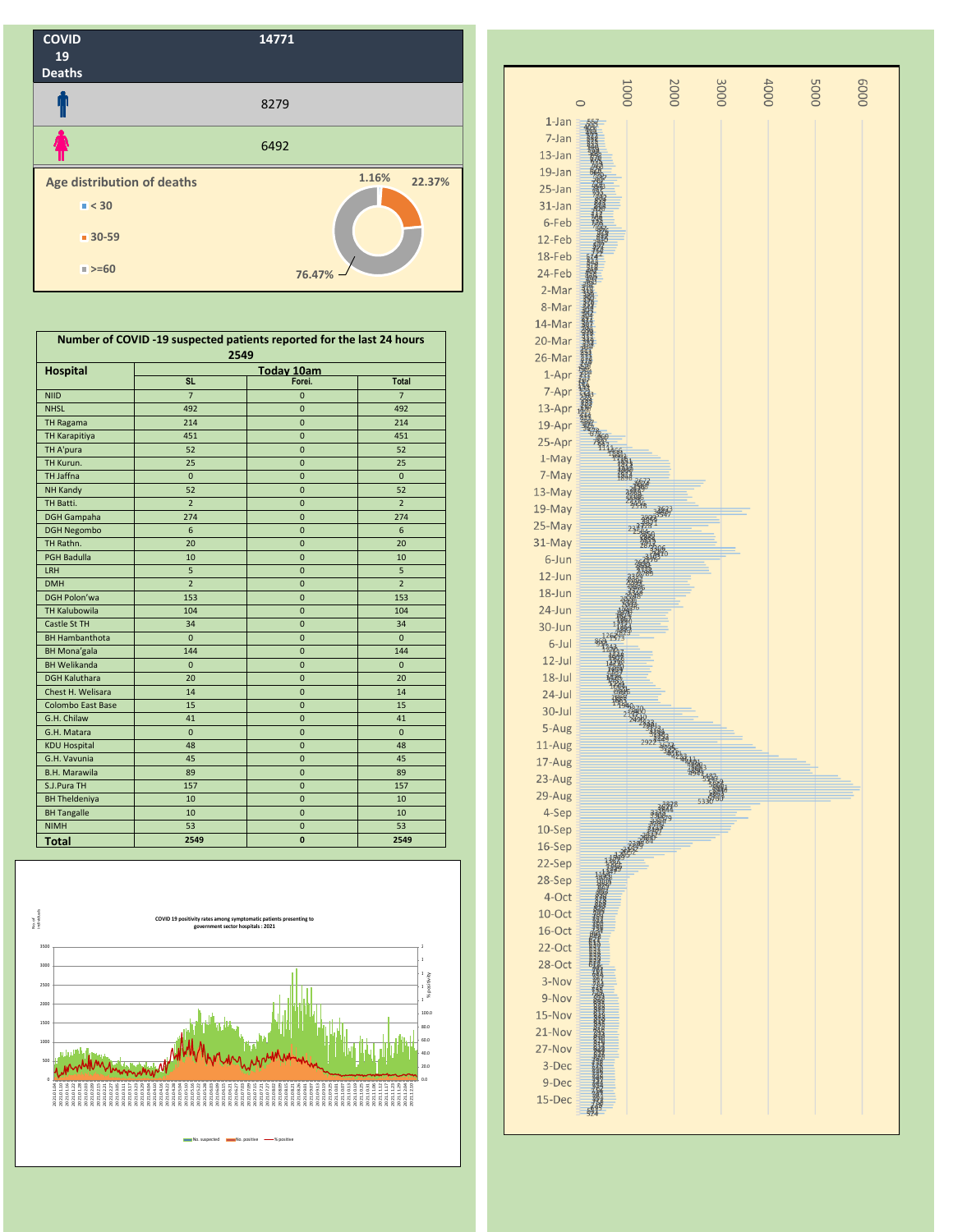| COVID 19 Deaths | 14771 |
|---|---|
| Male | 8279 |
| Female | 6492 |

## Age distribution of deaths

- < 30
- 30-59
- >=60

1.16%
22.37%
76.47%

| Number of COVID -19 suspected patients reported for the last 24 hours 2549 | | | |
|---|---|---|---|
| Hospital | Today 10am | | |
| | SL | Forei. | Total |
| NIID | 7 | 0 | 7 |
| NHSL | 492 | 0 | 492 |
| TH Ragama | 214 | 0 | 214 |
| TH Karapitiya | 451 | 0 | 451 |
| TH A'pura | 52 | 0 | 52 |
| TH Kurun. | 25 | 0 | 25 |
| TH Jaffna | 0 | 0 | 0 |
| NH Kandy | 52 | 0 | 52 |
| TH Batti. | 2 | 0 | 2 |
| DGH Gampaha | 274 | 0 | 274 |
| DGH Negombo | 6 | 0 | 6 |
| TH Rathn. | 20 | 0 | 20 |
| PGH Badulla | 10 | 0 | 10 |
| LRH | 5 | 0 | 5 |
| DMH | 2 | 0 | 2 |
| DGH Polon'wa | 153 | 0 | 153 |
| TH Kalubowila | 104 | 0 | 104 |
| Castle St TH | 34 | 0 | 34 |
| BH Hambanthota | 0 | 0 | 0 |
| BH Mona'gala | 144 | 0 | 144 |
| BH Welikanda | 0 | 0 | 0 |
| DGH Kaluthara | 20 | 0 | 20 |
| Chest H. Welisara | 14 | 0 | 14 |
| Colombo East Base | 15 | 0 | 15 |
| G.H. Chilaw | 41 | 0 | 41 |
| G.H. Matara | 0 | 0 | 0 |
| KDU Hospital | 48 | 0 | 48 |
| G.H. Vavunia | 45 | 0 | 45 |
| B.H. Marawila | 89 | 0 | 89 |
| S.J.Pura TH | 157 | 0 | 157 |
| BH Theldeniya | 10 | 0 | 10 |
| BH Tangalle | 10 | 0 | 10 |
| NIMH | 53 | 0 | 53 |
| **Total** | 2549 | 0 | 2549 |

COVID 19 positivity rates among symptomatic patients presenting to government sector hospitals : 2021

No. of individuals

% positivity

No. suspected
No. positive
% positive

0
1000
2000
3000
4000
5000
6000

1-Jan
7-Jan
13-Jan
19-Jan
25-Jan
31-Jan
6-Feb
12-Feb
18-Feb
24-Feb
2-Mar
8-Mar
14-Mar
20-Mar
26-Mar
1-Apr
7-Apr
13-Apr
19-Apr
25-Apr
1-May
7-May
13-May
19-May
25-May
31-May
6-Jun
12-Jun
18-Jun
24-Jun
30-Jun
6-Jul
12-Jul
18-Jul
24-Jul
30-Jul
5-Aug
11-Aug
17-Aug
23-Aug
29-Aug
4-Sep
10-Sep
16-Sep
22-Sep
28-Sep
4-Oct
10-Oct
16-Oct
22-Oct
28-Oct
3-Nov
9-Nov
15-Nov
21-Nov
27-Nov
3-Dec
9-Dec
15-Dec